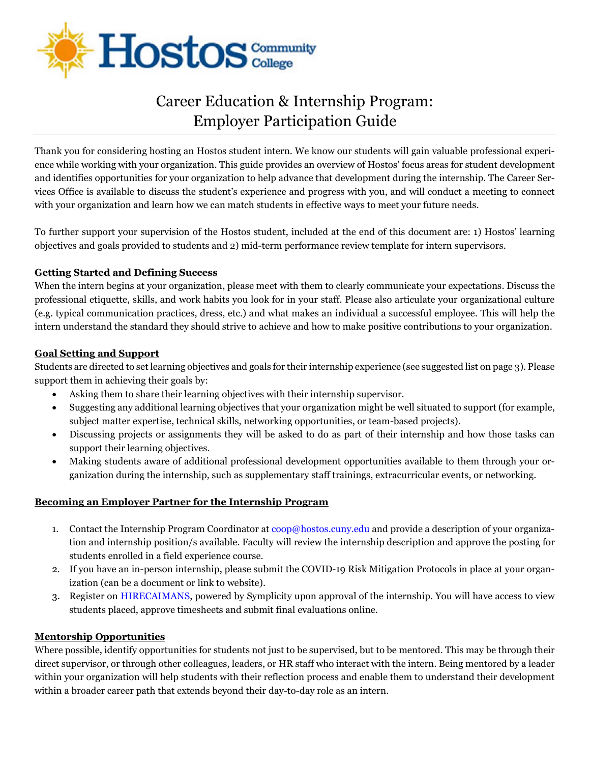Hostos Community College

# Career Education & Internship Program: Employer Participation Guide

Thank you for considering hosting an Hostos student intern. We know our students will gain valuable professional experience while working with your organization. This guide provides an overview of Hostos' focus areas for student development and identifies opportunities for your organization to help advance that development during the internship. The Career Services Office is available to discuss the student's experience and progress with you, and will conduct a meeting to connect with your organization and learn how we can match students in effective ways to meet your future needs.

To further support your supervision of the Hostos student, included at the end of this document are: 1) Hostos' learning objectives and goals provided to students and 2) mid-term performance review template for intern supervisors.

## Getting Started and Defining Success

When the intern begins at your organization, please meet with them to clearly communicate your expectations. Discuss the professional etiquette, skills, and work habits you look for in your staff. Please also articulate your organizational culture (e.g. typical communication practices, dress, etc.) and what makes an individual a successful employee. This will help the intern understand the standard they should strive to achieve and how to make positive contributions to your organization.

## Goal Setting and Support

Students are directed to set learning objectives and goals for their internship experience (see suggested list on page 3). Please support them in achieving their goals by:

- Asking them to share their learning objectives with their internship supervisor.
- Suggesting any additional learning objectives that your organization might be well situated to support (for example, subject matter expertise, technical skills, networking opportunities, or team-based projects).
- Discussing projects or assignments they will be asked to do as part of their internship and how those tasks can support their learning objectives.
- Making students aware of additional professional development opportunities available to them through your organization during the internship, such as supplementary staff trainings, extracurricular events, or networking.

## Becoming an Employer Partner for the Internship Program

1. Contact the Internship Program Coordinator at coop@hostos.cuny.edu and provide a description of your organization and internship position/s available. Faculty will review the internship description and approve the posting for students enrolled in a field experience course.
2. If you have an in-person internship, please submit the COVID-19 Risk Mitigation Protocols in place at your organization (can be a document or link to website).
3. Register on HIRECAIMANS, powered by Symplicity upon approval of the internship. You will have access to view students placed, approve timesheets and submit final evaluations online.

## Mentorship Opportunities

Where possible, identify opportunities for students not just to be supervised, but to be mentored. This may be through their direct supervisor, or through other colleagues, leaders, or HR staff who interact with the intern. Being mentored by a leader within your organization will help students with their reflection process and enable them to understand their development within a broader career path that extends beyond their day-to-day role as an intern.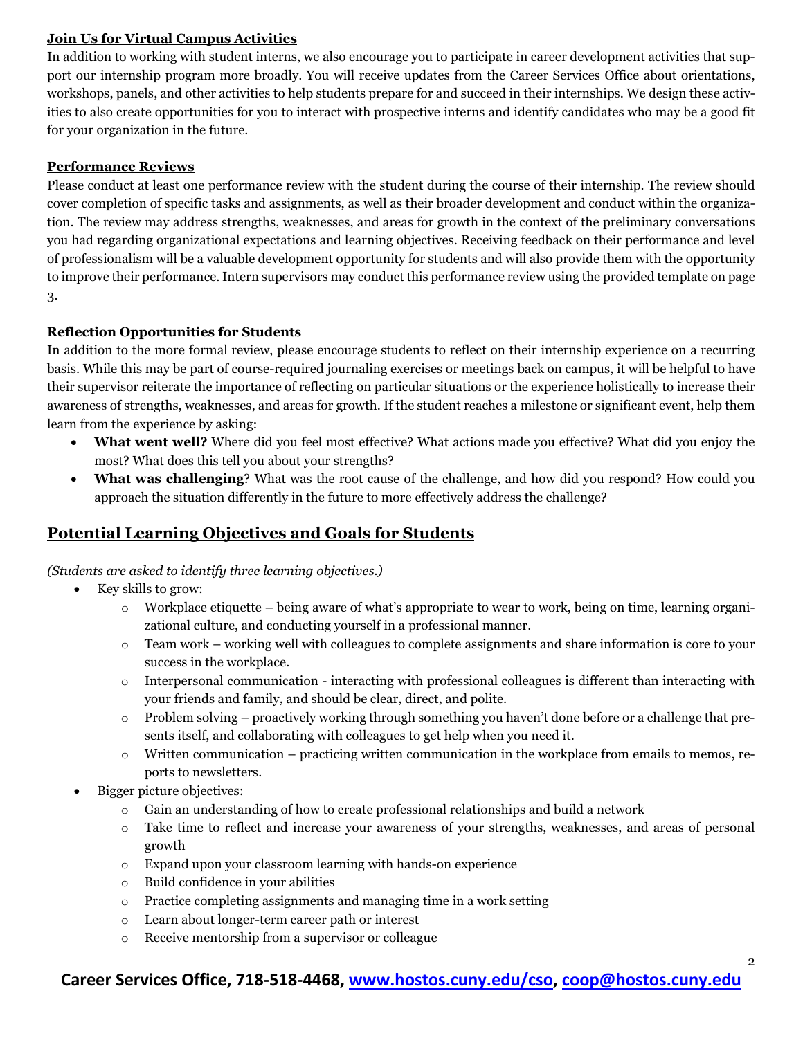**Join Us for Virtual Campus Activities**

In addition to working with student interns, we also encourage you to participate in career development activities that support our internship program more broadly. You will receive updates from the Career Services Office about orientations, workshops, panels, and other activities to help students prepare for and succeed in their internships. We design these activities to also create opportunities for you to interact with prospective interns and identify candidates who may be a good fit for your organization in the future.

**Performance Reviews**

Please conduct at least one performance review with the student during the course of their internship. The review should cover completion of specific tasks and assignments, as well as their broader development and conduct within the organization. The review may address strengths, weaknesses, and areas for growth in the context of the preliminary conversations you had regarding organizational expectations and learning objectives. Receiving feedback on their performance and level of professionalism will be a valuable development opportunity for students and will also provide them with the opportunity to improve their performance. Intern supervisors may conduct this performance review using the provided template on page 3.

**Reflection Opportunities for Students**

In addition to the more formal review, please encourage students to reflect on their internship experience on a recurring basis. While this may be part of course-required journaling exercises or meetings back on campus, it will be helpful to have their supervisor reiterate the importance of reflecting on particular situations or the experience holistically to increase their awareness of strengths, weaknesses, and areas for growth. If the student reaches a milestone or significant event, help them learn from the experience by asking:

- **What went well?** Where did you feel most effective? What actions made you effective? What did you enjoy the most? What does this tell you about your strengths?
- **What was challenging**? What was the root cause of the challenge, and how did you respond? How could you approach the situation differently in the future to more effectively address the challenge?

## Potential Learning Objectives and Goals for Students

*(Students are asked to identify three learning objectives.)*

- Key skills to grow:
  - Workplace etiquette – being aware of what's appropriate to wear to work, being on time, learning organizational culture, and conducting yourself in a professional manner.
  - Team work – working well with colleagues to complete assignments and share information is core to your success in the workplace.
  - Interpersonal communication - interacting with professional colleagues is different than interacting with your friends and family, and should be clear, direct, and polite.
  - Problem solving – proactively working through something you haven't done before or a challenge that presents itself, and collaborating with colleagues to get help when you need it.
  - Written communication – practicing written communication in the workplace from emails to memos, reports to newsletters.
- Bigger picture objectives:
  - Gain an understanding of how to create professional relationships and build a network
  - Take time to reflect and increase your awareness of your strengths, weaknesses, and areas of personal growth
  - Expand upon your classroom learning with hands-on experience
  - Build confidence in your abilities
  - Practice completing assignments and managing time in a work setting
  - Learn about longer-term career path or interest
  - Receive mentorship from a supervisor or colleague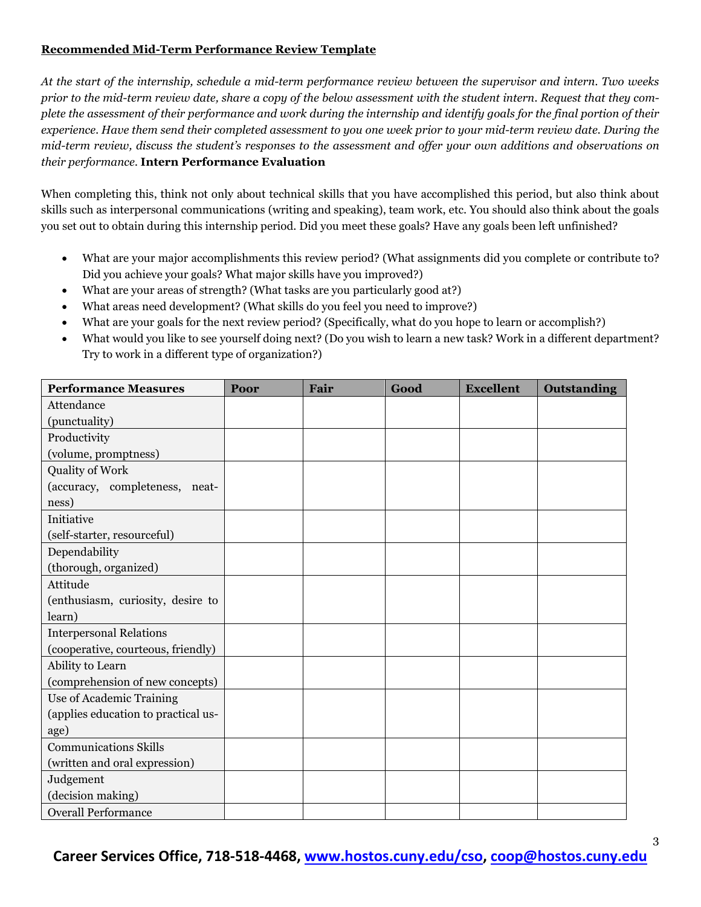**Recommended Mid-Term Performance Review Template**

*At the start of the internship, schedule a mid-term performance review between the supervisor and intern. Two weeks prior to the mid-term review date, share a copy of the below assessment with the student intern. Request that they complete the assessment of their performance and work during the internship and identify goals for the final portion of their experience. Have them send their completed assessment to you one week prior to your mid-term review date. During the mid-term review, discuss the student's responses to the assessment and offer your own additions and observations on their performance.* **Intern Performance Evaluation**

When completing this, think not only about technical skills that you have accomplished this period, but also think about skills such as interpersonal communications (writing and speaking), team work, etc. You should also think about the goals you set out to obtain during this internship period. Did you meet these goals? Have any goals been left unfinished?

- What are your major accomplishments this review period? (What assignments did you complete or contribute to? Did you achieve your goals? What major skills have you improved?)
- What are your areas of strength? (What tasks are you particularly good at?)
- What areas need development? (What skills do you feel you need to improve?)
- What are your goals for the next review period? (Specifically, what do you hope to learn or accomplish?)
- What would you like to see yourself doing next? (Do you wish to learn a new task? Work in a different department? Try to work in a different type of organization?)

| Performance Measures | Poor | Fair | Good | Excellent | Outstanding |
|---|---|---|---|---|---|
| Attendance (punctuality) | | | | | |
| Productivity (volume, promptness) | | | | | |
| Quality of Work (accuracy, completeness, neatness) | | | | | |
| Initiative (self-starter, resourceful) | | | | | |
| Dependability (thorough, organized) | | | | | |
| Attitude (enthusiasm, curiosity, desire to learn) | | | | | |
| Interpersonal Relations (cooperative, courteous, friendly) | | | | | |
| Ability to Learn (comprehension of new concepts) | | | | | |
| Use of Academic Training (applies education to practical usage) | | | | | |
| Communications Skills (written and oral expression) | | | | | |
| Judgement (decision making) | | | | | |
| Overall Performance | | | | | |